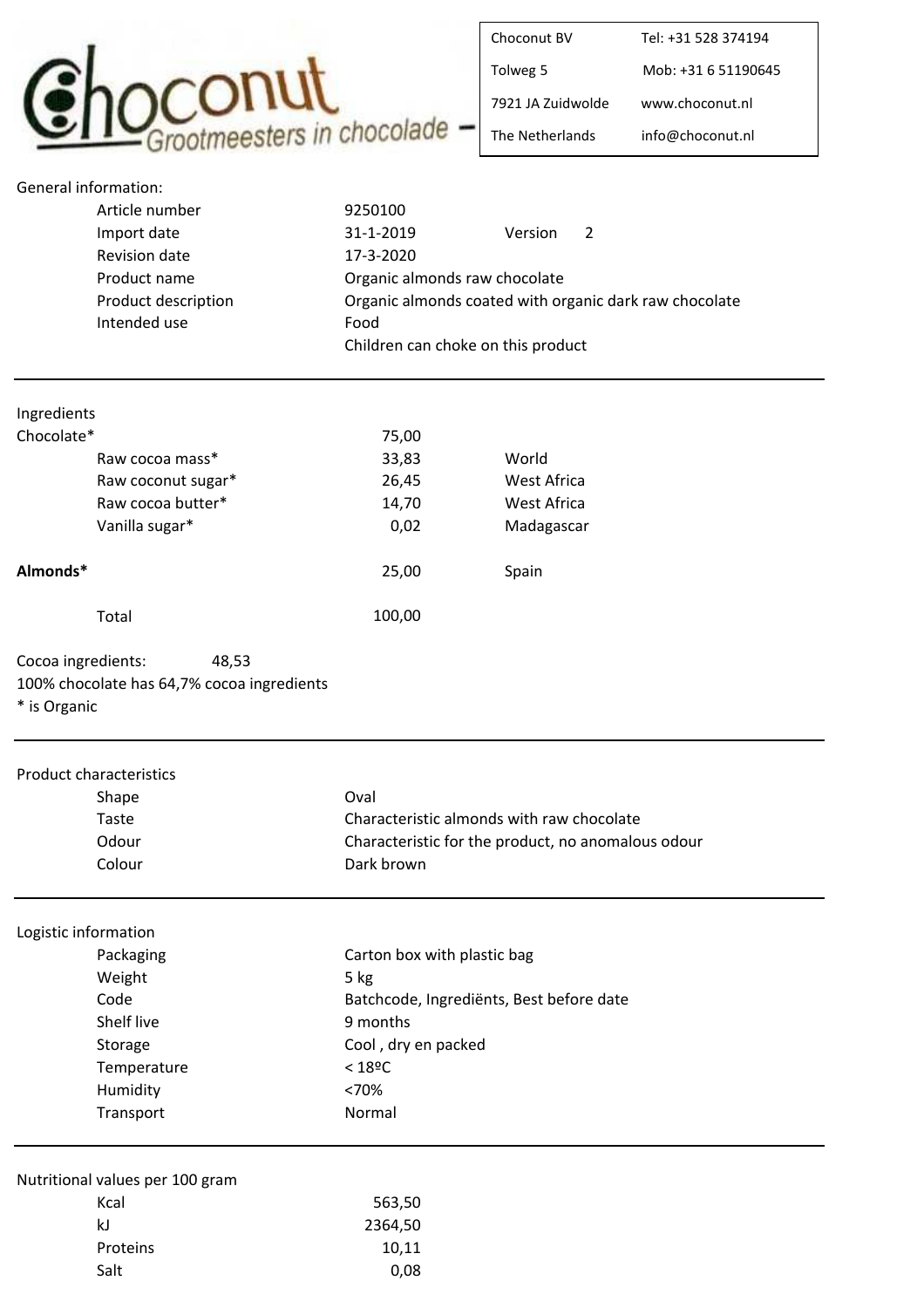# Choconut

*Grootmeesters in chocolade*

| | |
|---|---|
| Choconut BV | Tel: +31 528 374194 |
| Tolweg 5 | Mob: +31 6 51190645 |
| 7921 JA Zuidwolde | www.choconut.nl |
| The Netherlands | info@choconut.nl |

## General information:

| | | | |
|---|---|---|---|
| Article number | 9250100 | | |
| Import date | 31-1-2019 | Version | 2 |
| Revision date | 17-3-2020 | | |
| Product name | Organic almonds raw chocolate | | |
| Product description | Organic almonds coated with organic dark raw chocolate | | |
| Intended use | Food | | |
| | Children can choke on this product | | |

---

## Ingredients

| | | |
|---|---|---|
| Chocolate* | 75,00 | |
| Raw cocoa mass* | 33,83 | World |
| Raw coconut sugar* | 26,45 | West Africa |
| Raw cocoa butter* | 14,70 | West Africa |
| Vanilla sugar* | 0,02 | Madagascar |
| **Almonds*** | 25,00 | Spain |
| Total | 100,00 | |

Cocoa ingredients: 48,53

100% chocolate has 64,7% cocoa ingredients

* is Organic

---

## Product characteristics

| | |
|---|---|
| Shape | Oval |
| Taste | Characteristic almonds with raw chocolate |
| Odour | Characteristic for the product, no anomalous odour |
| Colour | Dark brown |

---

## Logistic information

| | |
|---|---|
| Packaging | Carton box with plastic bag |
| Weight | 5 kg |
| Code | Batchcode, Ingrediënts, Best before date |
| Shelf live | 9 months |
| Storage | Cool , dry en packed |
| Temperature | < 18ºC |
| Humidity | <70% |
| Transport | Normal |

---

## Nutritional values per 100 gram

| | |
|---|---|
| Kcal | 563,50 |
| kJ | 2364,50 |
| Proteins | 10,11 |
| Salt | 0,08 |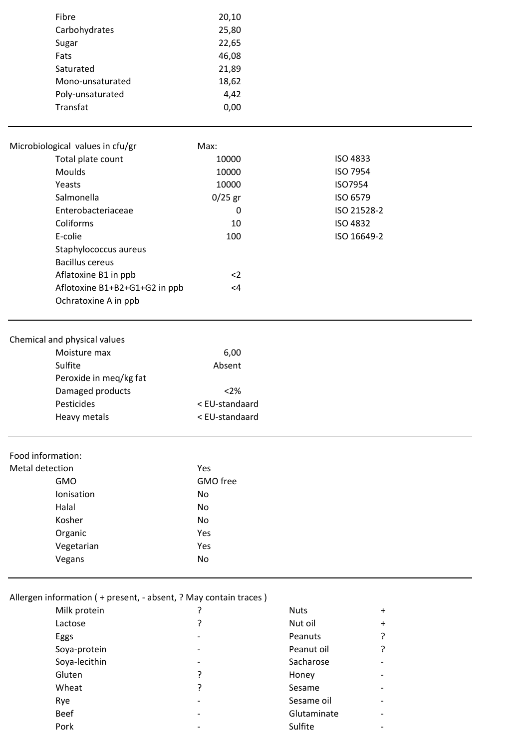| | |
|---|---|
| Fibre | 20,10 |
| Carbohydrates | 25,80 |
| Sugar | 22,65 |
| Fats | 46,08 |
| Saturated | 21,89 |
| Mono-unsaturated | 18,62 |
| Poly-unsaturated | 4,42 |
| Transfat | 0,00 |

---

| Microbiological values in cfu/gr | Max: | |
|---|---|---|
| Total plate count | 10000 | ISO 4833 |
| Moulds | 10000 | ISO 7954 |
| Yeasts | 10000 | ISO7954 |
| Salmonella | 0/25 gr | ISO 6579 |
| Enterobacteriaceae | 0 | ISO 21528-2 |
| Coliforms | 10 | ISO 4832 |
| E-colie | 100 | ISO 16649-2 |
| Staphylococcus aureus | | |
| Bacillus cereus | | |
| Aflatoxine B1 in ppb | <2 | |
| Aflotoxine B1+B2+G1+G2 in ppb | <4 | |
| Ochratoxine A in ppb | | |

---

| Chemical and physical values | |
|---|---|
| Moisture max | 6,00 |
| Sulfite | Absent |
| Peroxide in meq/kg fat | |
| Damaged products | <2% |
| Pesticides | < EU-standaard |
| Heavy metals | < EU-standaard |

---

| Food information: | |
|---|---|
| Metal detection | Yes |
| GMO | GMO free |
| Ionisation | No |
| Halal | No |
| Kosher | No |
| Organic | Yes |
| Vegetarian | Yes |
| Vegans | No |

---

Allergen information ( + present, - absent, ? May contain traces )

| | | | |
|---|---|---|---|
| Milk protein | ? | Nuts | + |
| Lactose | ? | Nut oil | + |
| Eggs | - | Peanuts | ? |
| Soya-protein | - | Peanut oil | ? |
| Soya-lecithin | - | Sacharose | - |
| Gluten | ? | Honey | - |
| Wheat | ? | Sesame | - |
| Rye | - | Sesame oil | - |
| Beef | - | Glutaminate | - |
| Pork | - | Sulfite | - |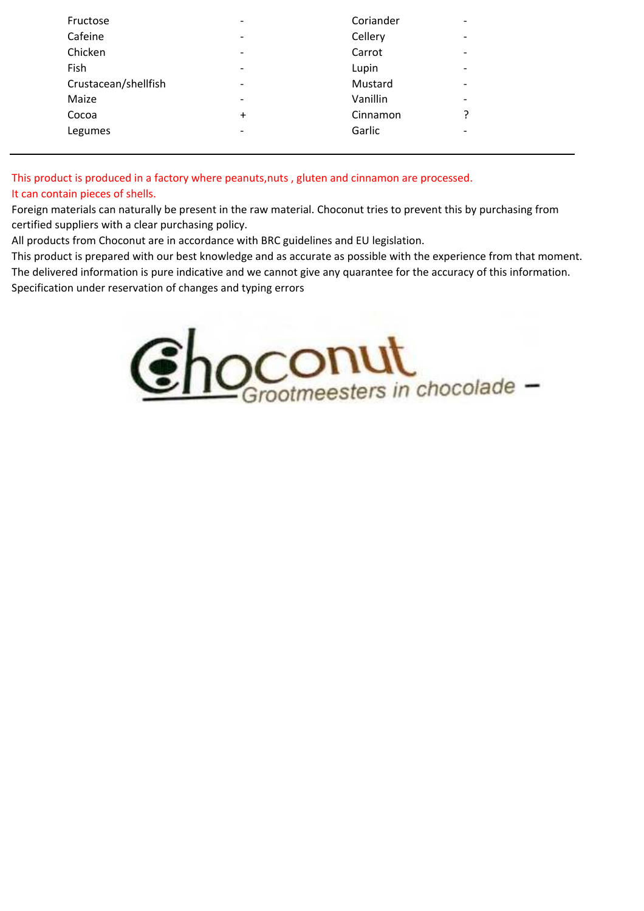| | | | |
|---|---|---|---|
| Fructose | - | Coriander | - |
| Cafeine | - | Cellery | - |
| Chicken | - | Carrot | - |
| Fish | - | Lupin | - |
| Crustacean/shellfish | - | Mustard | - |
| Maize | - | Vanillin | - |
| Cocoa | + | Cinnamon | ? |
| Legumes | - | Garlic | - |

This product is produced in a factory where peanuts,nuts , gluten and cinnamon are processed.
It can contain pieces of shells.
Foreign materials can naturally be present in the raw material. Choconut tries to prevent this by purchasing from certified suppliers with a clear purchasing policy.
All products from Choconut are in accordance with BRC guidelines and EU legislation.
This product is prepared with our best knowledge and as accurate as possible with the experience from that moment.
The delivered information is pure indicative and we cannot give any quarantee for the accuracy of this information.
Specification under reservation of changes and typing errors

Choconut
Grootmeesters in chocolade